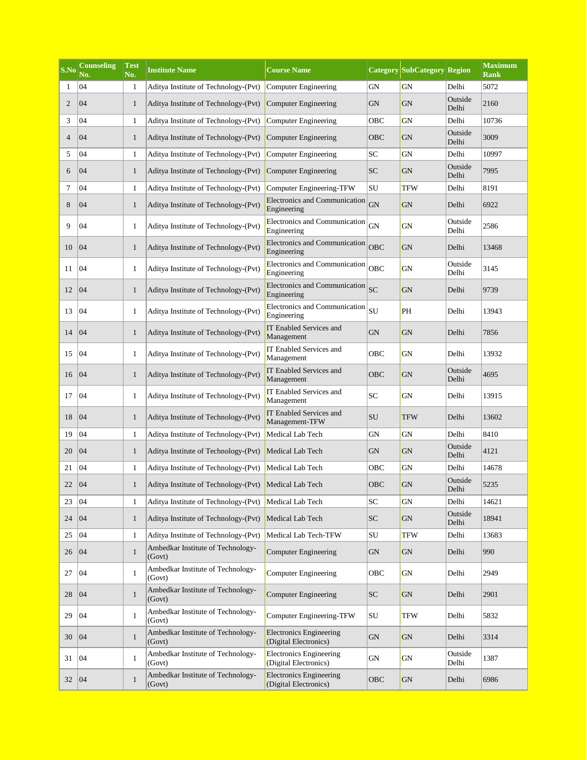| S.No | Counseling No. | Test No. | Institute Name | Course Name | Category | SubCategory | Region | Maximum Rank |
|---|---|---|---|---|---|---|---|---|
| 1 | 04 | 1 | Aditya Institute of Technology-(Pvt) | Computer Engineering | GN | GN | Delhi | 5072 |
| 2 | 04 | 1 | Aditya Institute of Technology-(Pvt) | Computer Engineering | GN | GN | Outside Delhi | 2160 |
| 3 | 04 | 1 | Aditya Institute of Technology-(Pvt) | Computer Engineering | OBC | GN | Delhi | 10736 |
| 4 | 04 | 1 | Aditya Institute of Technology-(Pvt) | Computer Engineering | OBC | GN | Outside Delhi | 3009 |
| 5 | 04 | 1 | Aditya Institute of Technology-(Pvt) | Computer Engineering | SC | GN | Delhi | 10997 |
| 6 | 04 | 1 | Aditya Institute of Technology-(Pvt) | Computer Engineering | SC | GN | Outside Delhi | 7995 |
| 7 | 04 | 1 | Aditya Institute of Technology-(Pvt) | Computer Engineering-TFW | SU | TFW | Delhi | 8191 |
| 8 | 04 | 1 | Aditya Institute of Technology-(Pvt) | Electronics and Communication Engineering | GN | GN | Delhi | 6922 |
| 9 | 04 | 1 | Aditya Institute of Technology-(Pvt) | Electronics and Communication Engineering | GN | GN | Outside Delhi | 2586 |
| 10 | 04 | 1 | Aditya Institute of Technology-(Pvt) | Electronics and Communication Engineering | OBC | GN | Delhi | 13468 |
| 11 | 04 | 1 | Aditya Institute of Technology-(Pvt) | Electronics and Communication Engineering | OBC | GN | Outside Delhi | 3145 |
| 12 | 04 | 1 | Aditya Institute of Technology-(Pvt) | Electronics and Communication Engineering | SC | GN | Delhi | 9739 |
| 13 | 04 | 1 | Aditya Institute of Technology-(Pvt) | Electronics and Communication Engineering | SU | PH | Delhi | 13943 |
| 14 | 04 | 1 | Aditya Institute of Technology-(Pvt) | IT Enabled Services and Management | GN | GN | Delhi | 7856 |
| 15 | 04 | 1 | Aditya Institute of Technology-(Pvt) | IT Enabled Services and Management | OBC | GN | Delhi | 13932 |
| 16 | 04 | 1 | Aditya Institute of Technology-(Pvt) | IT Enabled Services and Management | OBC | GN | Outside Delhi | 4695 |
| 17 | 04 | 1 | Aditya Institute of Technology-(Pvt) | IT Enabled Services and Management | SC | GN | Delhi | 13915 |
| 18 | 04 | 1 | Aditya Institute of Technology-(Pvt) | IT Enabled Services and Management-TFW | SU | TFW | Delhi | 13602 |
| 19 | 04 | 1 | Aditya Institute of Technology-(Pvt) | Medical Lab Tech | GN | GN | Delhi | 8410 |
| 20 | 04 | 1 | Aditya Institute of Technology-(Pvt) | Medical Lab Tech | GN | GN | Outside Delhi | 4121 |
| 21 | 04 | 1 | Aditya Institute of Technology-(Pvt) | Medical Lab Tech | OBC | GN | Delhi | 14678 |
| 22 | 04 | 1 | Aditya Institute of Technology-(Pvt) | Medical Lab Tech | OBC | GN | Outside Delhi | 5235 |
| 23 | 04 | 1 | Aditya Institute of Technology-(Pvt) | Medical Lab Tech | SC | GN | Delhi | 14621 |
| 24 | 04 | 1 | Aditya Institute of Technology-(Pvt) | Medical Lab Tech | SC | GN | Outside Delhi | 18941 |
| 25 | 04 | 1 | Aditya Institute of Technology-(Pvt) | Medical Lab Tech-TFW | SU | TFW | Delhi | 13683 |
| 26 | 04 | 1 | Ambedkar Institute of Technology-(Govt) | Computer Engineering | GN | GN | Delhi | 990 |
| 27 | 04 | 1 | Ambedkar Institute of Technology-(Govt) | Computer Engineering | OBC | GN | Delhi | 2949 |
| 28 | 04 | 1 | Ambedkar Institute of Technology-(Govt) | Computer Engineering | SC | GN | Delhi | 2901 |
| 29 | 04 | 1 | Ambedkar Institute of Technology-(Govt) | Computer Engineering-TFW | SU | TFW | Delhi | 5832 |
| 30 | 04 | 1 | Ambedkar Institute of Technology-(Govt) | Electronics Engineering (Digital Electronics) | GN | GN | Delhi | 3314 |
| 31 | 04 | 1 | Ambedkar Institute of Technology-(Govt) | Electronics Engineering (Digital Electronics) | GN | GN | Outside Delhi | 1387 |
| 32 | 04 | 1 | Ambedkar Institute of Technology-(Govt) | Electronics Engineering (Digital Electronics) | OBC | GN | Delhi | 6986 |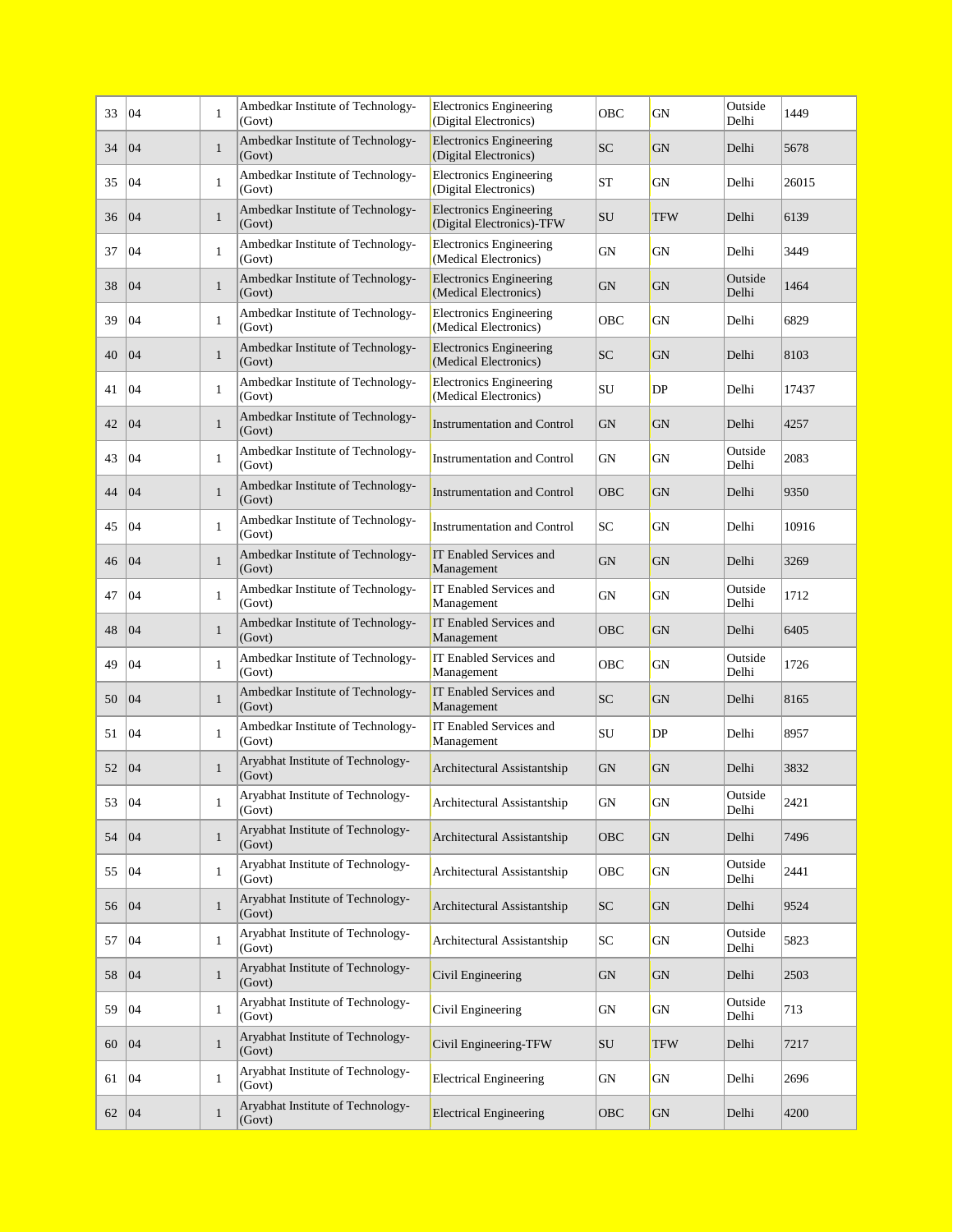| 33 | 04 | 1 | Ambedkar Institute of Technology-(Govt) | Electronics Engineering (Digital Electronics) | OBC | GN | Outside Delhi | 1449 |
|---|---|---|---|---|---|---|---|---|
| 34 | 04 | 1 | Ambedkar Institute of Technology-(Govt) | Electronics Engineering (Digital Electronics) | SC | GN | Delhi | 5678 |
| 35 | 04 | 1 | Ambedkar Institute of Technology-(Govt) | Electronics Engineering (Digital Electronics) | ST | GN | Delhi | 26015 |
| 36 | 04 | 1 | Ambedkar Institute of Technology-(Govt) | Electronics Engineering (Digital Electronics)-TFW | SU | TFW | Delhi | 6139 |
| 37 | 04 | 1 | Ambedkar Institute of Technology-(Govt) | Electronics Engineering (Medical Electronics) | GN | GN | Delhi | 3449 |
| 38 | 04 | 1 | Ambedkar Institute of Technology-(Govt) | Electronics Engineering (Medical Electronics) | GN | GN | Outside Delhi | 1464 |
| 39 | 04 | 1 | Ambedkar Institute of Technology-(Govt) | Electronics Engineering (Medical Electronics) | OBC | GN | Delhi | 6829 |
| 40 | 04 | 1 | Ambedkar Institute of Technology-(Govt) | Electronics Engineering (Medical Electronics) | SC | GN | Delhi | 8103 |
| 41 | 04 | 1 | Ambedkar Institute of Technology-(Govt) | Electronics Engineering (Medical Electronics) | SU | DP | Delhi | 17437 |
| 42 | 04 | 1 | Ambedkar Institute of Technology-(Govt) | Instrumentation and Control | GN | GN | Delhi | 4257 |
| 43 | 04 | 1 | Ambedkar Institute of Technology-(Govt) | Instrumentation and Control | GN | GN | Outside Delhi | 2083 |
| 44 | 04 | 1 | Ambedkar Institute of Technology-(Govt) | Instrumentation and Control | OBC | GN | Delhi | 9350 |
| 45 | 04 | 1 | Ambedkar Institute of Technology-(Govt) | Instrumentation and Control | SC | GN | Delhi | 10916 |
| 46 | 04 | 1 | Ambedkar Institute of Technology-(Govt) | IT Enabled Services and Management | GN | GN | Delhi | 3269 |
| 47 | 04 | 1 | Ambedkar Institute of Technology-(Govt) | IT Enabled Services and Management | GN | GN | Outside Delhi | 1712 |
| 48 | 04 | 1 | Ambedkar Institute of Technology-(Govt) | IT Enabled Services and Management | OBC | GN | Delhi | 6405 |
| 49 | 04 | 1 | Ambedkar Institute of Technology-(Govt) | IT Enabled Services and Management | OBC | GN | Outside Delhi | 1726 |
| 50 | 04 | 1 | Ambedkar Institute of Technology-(Govt) | IT Enabled Services and Management | SC | GN | Delhi | 8165 |
| 51 | 04 | 1 | Ambedkar Institute of Technology-(Govt) | IT Enabled Services and Management | SU | DP | Delhi | 8957 |
| 52 | 04 | 1 | Aryabhat Institute of Technology-(Govt) | Architectural Assistantship | GN | GN | Delhi | 3832 |
| 53 | 04 | 1 | Aryabhat Institute of Technology-(Govt) | Architectural Assistantship | GN | GN | Outside Delhi | 2421 |
| 54 | 04 | 1 | Aryabhat Institute of Technology-(Govt) | Architectural Assistantship | OBC | GN | Delhi | 7496 |
| 55 | 04 | 1 | Aryabhat Institute of Technology-(Govt) | Architectural Assistantship | OBC | GN | Outside Delhi | 2441 |
| 56 | 04 | 1 | Aryabhat Institute of Technology-(Govt) | Architectural Assistantship | SC | GN | Delhi | 9524 |
| 57 | 04 | 1 | Aryabhat Institute of Technology-(Govt) | Architectural Assistantship | SC | GN | Outside Delhi | 5823 |
| 58 | 04 | 1 | Aryabhat Institute of Technology-(Govt) | Civil Engineering | GN | GN | Delhi | 2503 |
| 59 | 04 | 1 | Aryabhat Institute of Technology-(Govt) | Civil Engineering | GN | GN | Outside Delhi | 713 |
| 60 | 04 | 1 | Aryabhat Institute of Technology-(Govt) | Civil Engineering-TFW | SU | TFW | Delhi | 7217 |
| 61 | 04 | 1 | Aryabhat Institute of Technology-(Govt) | Electrical Engineering | GN | GN | Delhi | 2696 |
| 62 | 04 | 1 | Aryabhat Institute of Technology-(Govt) | Electrical Engineering | OBC | GN | Delhi | 4200 |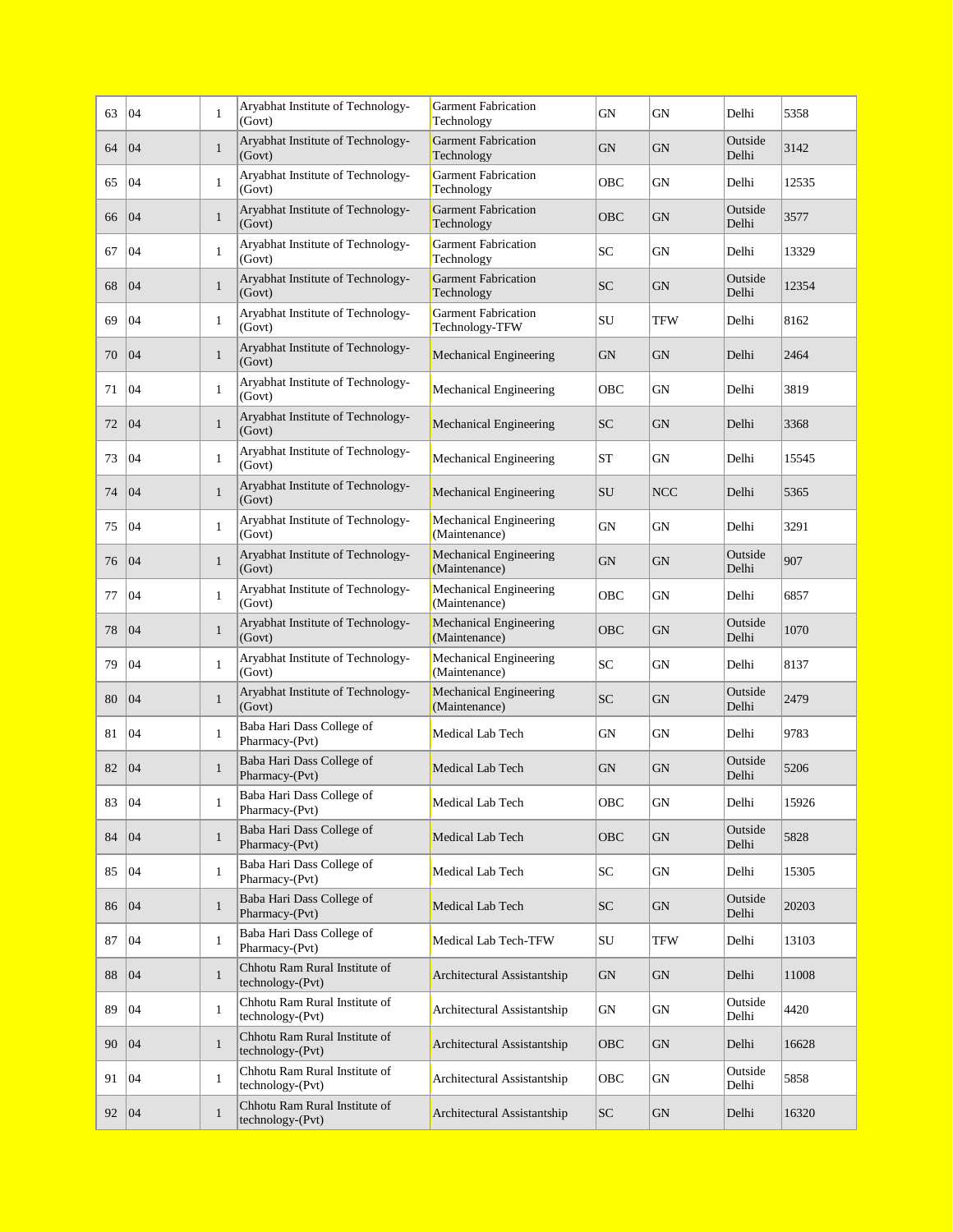| 63 | 04 | 1 | Aryabhat Institute of Technology-(Govt) | Garment Fabrication Technology | GN | GN | Delhi | 5358 |
|---|---|---|---|---|---|---|---|---|
| 64 | 04 | 1 | Aryabhat Institute of Technology-(Govt) | Garment Fabrication Technology | GN | GN | Outside Delhi | 3142 |
| 65 | 04 | 1 | Aryabhat Institute of Technology-(Govt) | Garment Fabrication Technology | OBC | GN | Delhi | 12535 |
| 66 | 04 | 1 | Aryabhat Institute of Technology-(Govt) | Garment Fabrication Technology | OBC | GN | Outside Delhi | 3577 |
| 67 | 04 | 1 | Aryabhat Institute of Technology-(Govt) | Garment Fabrication Technology | SC | GN | Delhi | 13329 |
| 68 | 04 | 1 | Aryabhat Institute of Technology-(Govt) | Garment Fabrication Technology | SC | GN | Outside Delhi | 12354 |
| 69 | 04 | 1 | Aryabhat Institute of Technology-(Govt) | Garment Fabrication Technology-TFW | SU | TFW | Delhi | 8162 |
| 70 | 04 | 1 | Aryabhat Institute of Technology-(Govt) | Mechanical Engineering | GN | GN | Delhi | 2464 |
| 71 | 04 | 1 | Aryabhat Institute of Technology-(Govt) | Mechanical Engineering | OBC | GN | Delhi | 3819 |
| 72 | 04 | 1 | Aryabhat Institute of Technology-(Govt) | Mechanical Engineering | SC | GN | Delhi | 3368 |
| 73 | 04 | 1 | Aryabhat Institute of Technology-(Govt) | Mechanical Engineering | ST | GN | Delhi | 15545 |
| 74 | 04 | 1 | Aryabhat Institute of Technology-(Govt) | Mechanical Engineering | SU | NCC | Delhi | 5365 |
| 75 | 04 | 1 | Aryabhat Institute of Technology-(Govt) | Mechanical Engineering (Maintenance) | GN | GN | Delhi | 3291 |
| 76 | 04 | 1 | Aryabhat Institute of Technology-(Govt) | Mechanical Engineering (Maintenance) | GN | GN | Outside Delhi | 907 |
| 77 | 04 | 1 | Aryabhat Institute of Technology-(Govt) | Mechanical Engineering (Maintenance) | OBC | GN | Delhi | 6857 |
| 78 | 04 | 1 | Aryabhat Institute of Technology-(Govt) | Mechanical Engineering (Maintenance) | OBC | GN | Outside Delhi | 1070 |
| 79 | 04 | 1 | Aryabhat Institute of Technology-(Govt) | Mechanical Engineering (Maintenance) | SC | GN | Delhi | 8137 |
| 80 | 04 | 1 | Aryabhat Institute of Technology-(Govt) | Mechanical Engineering (Maintenance) | SC | GN | Outside Delhi | 2479 |
| 81 | 04 | 1 | Baba Hari Dass College of Pharmacy-(Pvt) | Medical Lab Tech | GN | GN | Delhi | 9783 |
| 82 | 04 | 1 | Baba Hari Dass College of Pharmacy-(Pvt) | Medical Lab Tech | GN | GN | Outside Delhi | 5206 |
| 83 | 04 | 1 | Baba Hari Dass College of Pharmacy-(Pvt) | Medical Lab Tech | OBC | GN | Delhi | 15926 |
| 84 | 04 | 1 | Baba Hari Dass College of Pharmacy-(Pvt) | Medical Lab Tech | OBC | GN | Outside Delhi | 5828 |
| 85 | 04 | 1 | Baba Hari Dass College of Pharmacy-(Pvt) | Medical Lab Tech | SC | GN | Delhi | 15305 |
| 86 | 04 | 1 | Baba Hari Dass College of Pharmacy-(Pvt) | Medical Lab Tech | SC | GN | Outside Delhi | 20203 |
| 87 | 04 | 1 | Baba Hari Dass College of Pharmacy-(Pvt) | Medical Lab Tech-TFW | SU | TFW | Delhi | 13103 |
| 88 | 04 | 1 | Chhotu Ram Rural Institute of technology-(Pvt) | Architectural Assistantship | GN | GN | Delhi | 11008 |
| 89 | 04 | 1 | Chhotu Ram Rural Institute of technology-(Pvt) | Architectural Assistantship | GN | GN | Outside Delhi | 4420 |
| 90 | 04 | 1 | Chhotu Ram Rural Institute of technology-(Pvt) | Architectural Assistantship | OBC | GN | Delhi | 16628 |
| 91 | 04 | 1 | Chhotu Ram Rural Institute of technology-(Pvt) | Architectural Assistantship | OBC | GN | Outside Delhi | 5858 |
| 92 | 04 | 1 | Chhotu Ram Rural Institute of technology-(Pvt) | Architectural Assistantship | SC | GN | Delhi | 16320 |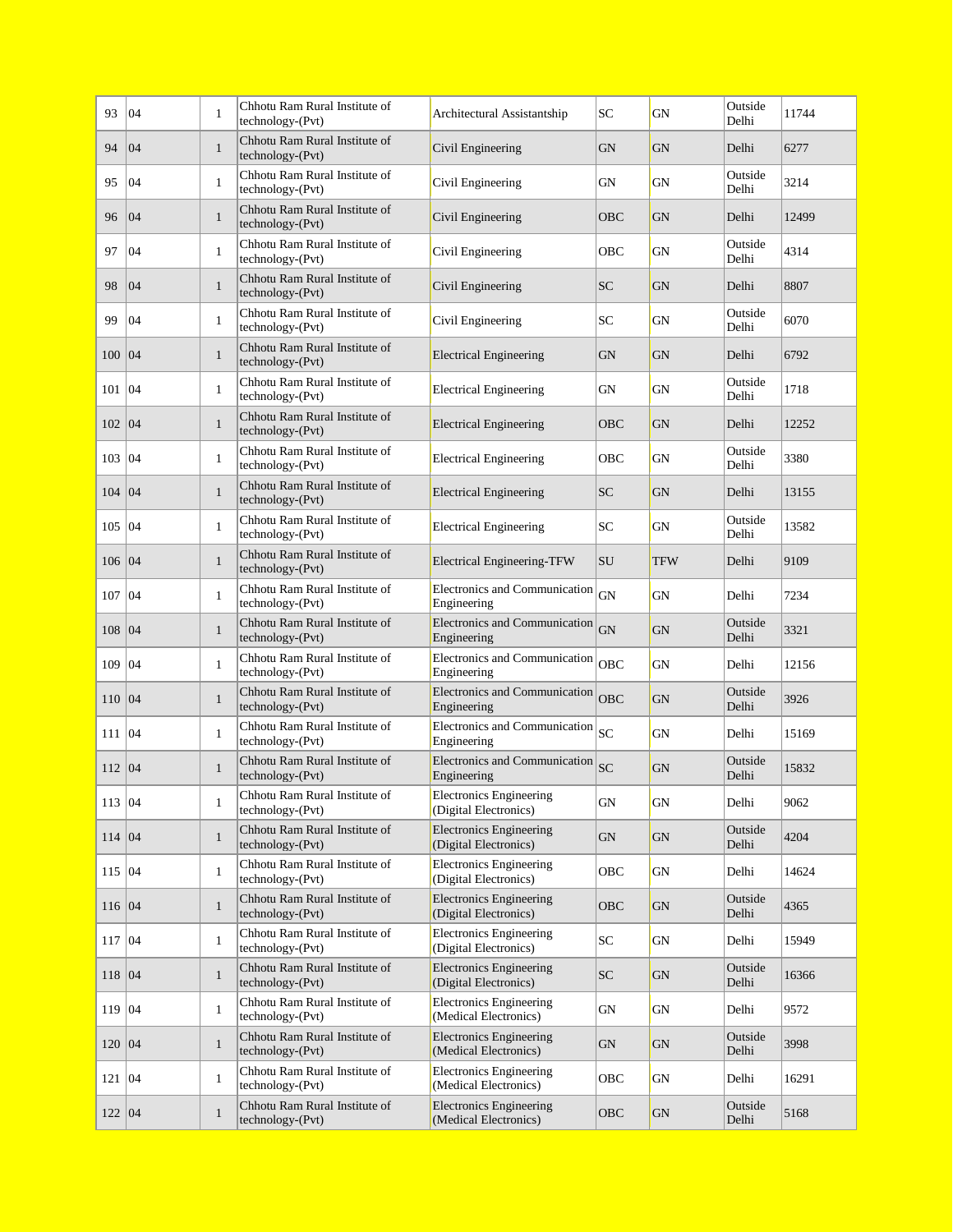| | | | | | | | | |
|---|---|---|---|---|---|---|---|---|
| 93 | 04 | 1 | Chhotu Ram Rural Institute of technology-(Pvt) | Architectural Assistantship | SC | GN | Outside Delhi | 11744 |
| 94 | 04 | 1 | Chhotu Ram Rural Institute of technology-(Pvt) | Civil Engineering | GN | GN | Delhi | 6277 |
| 95 | 04 | 1 | Chhotu Ram Rural Institute of technology-(Pvt) | Civil Engineering | GN | GN | Outside Delhi | 3214 |
| 96 | 04 | 1 | Chhotu Ram Rural Institute of technology-(Pvt) | Civil Engineering | OBC | GN | Delhi | 12499 |
| 97 | 04 | 1 | Chhotu Ram Rural Institute of technology-(Pvt) | Civil Engineering | OBC | GN | Outside Delhi | 4314 |
| 98 | 04 | 1 | Chhotu Ram Rural Institute of technology-(Pvt) | Civil Engineering | SC | GN | Delhi | 8807 |
| 99 | 04 | 1 | Chhotu Ram Rural Institute of technology-(Pvt) | Civil Engineering | SC | GN | Outside Delhi | 6070 |
| 100 | 04 | 1 | Chhotu Ram Rural Institute of technology-(Pvt) | Electrical Engineering | GN | GN | Delhi | 6792 |
| 101 | 04 | 1 | Chhotu Ram Rural Institute of technology-(Pvt) | Electrical Engineering | GN | GN | Outside Delhi | 1718 |
| 102 | 04 | 1 | Chhotu Ram Rural Institute of technology-(Pvt) | Electrical Engineering | OBC | GN | Delhi | 12252 |
| 103 | 04 | 1 | Chhotu Ram Rural Institute of technology-(Pvt) | Electrical Engineering | OBC | GN | Outside Delhi | 3380 |
| 104 | 04 | 1 | Chhotu Ram Rural Institute of technology-(Pvt) | Electrical Engineering | SC | GN | Delhi | 13155 |
| 105 | 04 | 1 | Chhotu Ram Rural Institute of technology-(Pvt) | Electrical Engineering | SC | GN | Outside Delhi | 13582 |
| 106 | 04 | 1 | Chhotu Ram Rural Institute of technology-(Pvt) | Electrical Engineering-TFW | SU | TFW | Delhi | 9109 |
| 107 | 04 | 1 | Chhotu Ram Rural Institute of technology-(Pvt) | Electronics and Communication Engineering | GN | GN | Delhi | 7234 |
| 108 | 04 | 1 | Chhotu Ram Rural Institute of technology-(Pvt) | Electronics and Communication Engineering | GN | GN | Outside Delhi | 3321 |
| 109 | 04 | 1 | Chhotu Ram Rural Institute of technology-(Pvt) | Electronics and Communication Engineering | OBC | GN | Delhi | 12156 |
| 110 | 04 | 1 | Chhotu Ram Rural Institute of technology-(Pvt) | Electronics and Communication Engineering | OBC | GN | Outside Delhi | 3926 |
| 111 | 04 | 1 | Chhotu Ram Rural Institute of technology-(Pvt) | Electronics and Communication Engineering | SC | GN | Delhi | 15169 |
| 112 | 04 | 1 | Chhotu Ram Rural Institute of technology-(Pvt) | Electronics and Communication Engineering | SC | GN | Outside Delhi | 15832 |
| 113 | 04 | 1 | Chhotu Ram Rural Institute of technology-(Pvt) | Electronics Engineering (Digital Electronics) | GN | GN | Delhi | 9062 |
| 114 | 04 | 1 | Chhotu Ram Rural Institute of technology-(Pvt) | Electronics Engineering (Digital Electronics) | GN | GN | Outside Delhi | 4204 |
| 115 | 04 | 1 | Chhotu Ram Rural Institute of technology-(Pvt) | Electronics Engineering (Digital Electronics) | OBC | GN | Delhi | 14624 |
| 116 | 04 | 1 | Chhotu Ram Rural Institute of technology-(Pvt) | Electronics Engineering (Digital Electronics) | OBC | GN | Outside Delhi | 4365 |
| 117 | 04 | 1 | Chhotu Ram Rural Institute of technology-(Pvt) | Electronics Engineering (Digital Electronics) | SC | GN | Delhi | 15949 |
| 118 | 04 | 1 | Chhotu Ram Rural Institute of technology-(Pvt) | Electronics Engineering (Digital Electronics) | SC | GN | Outside Delhi | 16366 |
| 119 | 04 | 1 | Chhotu Ram Rural Institute of technology-(Pvt) | Electronics Engineering (Medical Electronics) | GN | GN | Delhi | 9572 |
| 120 | 04 | 1 | Chhotu Ram Rural Institute of technology-(Pvt) | Electronics Engineering (Medical Electronics) | GN | GN | Outside Delhi | 3998 |
| 121 | 04 | 1 | Chhotu Ram Rural Institute of technology-(Pvt) | Electronics Engineering (Medical Electronics) | OBC | GN | Delhi | 16291 |
| 122 | 04 | 1 | Chhotu Ram Rural Institute of technology-(Pvt) | Electronics Engineering (Medical Electronics) | OBC | GN | Outside Delhi | 5168 |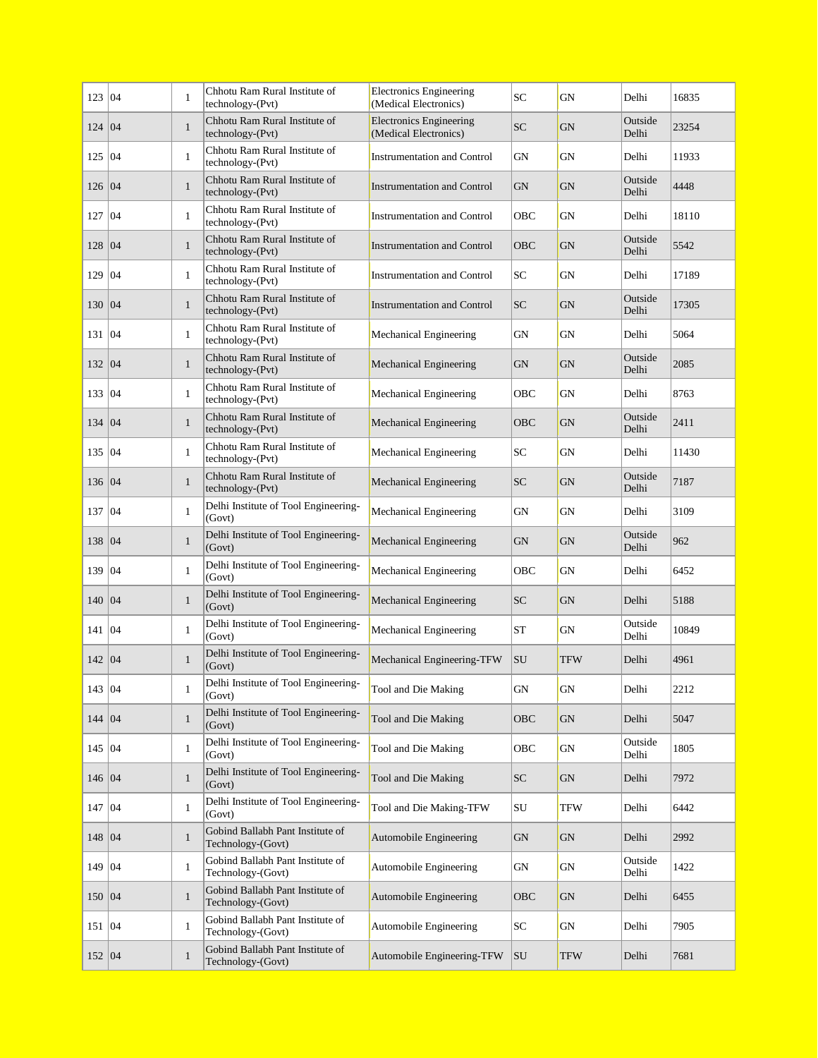| | | | | | | | | |
|---|---|---|---|---|---|---|---|---|
| 123 | 04 | 1 | Chhotu Ram Rural Institute of technology-(Pvt) | Electronics Engineering (Medical Electronics) | SC | GN | Delhi | 16835 |
| 124 | 04 | 1 | Chhotu Ram Rural Institute of technology-(Pvt) | Electronics Engineering (Medical Electronics) | SC | GN | Outside Delhi | 23254 |
| 125 | 04 | 1 | Chhotu Ram Rural Institute of technology-(Pvt) | Instrumentation and Control | GN | GN | Delhi | 11933 |
| 126 | 04 | 1 | Chhotu Ram Rural Institute of technology-(Pvt) | Instrumentation and Control | GN | GN | Outside Delhi | 4448 |
| 127 | 04 | 1 | Chhotu Ram Rural Institute of technology-(Pvt) | Instrumentation and Control | OBC | GN | Delhi | 18110 |
| 128 | 04 | 1 | Chhotu Ram Rural Institute of technology-(Pvt) | Instrumentation and Control | OBC | GN | Outside Delhi | 5542 |
| 129 | 04 | 1 | Chhotu Ram Rural Institute of technology-(Pvt) | Instrumentation and Control | SC | GN | Delhi | 17189 |
| 130 | 04 | 1 | Chhotu Ram Rural Institute of technology-(Pvt) | Instrumentation and Control | SC | GN | Outside Delhi | 17305 |
| 131 | 04 | 1 | Chhotu Ram Rural Institute of technology-(Pvt) | Mechanical Engineering | GN | GN | Delhi | 5064 |
| 132 | 04 | 1 | Chhotu Ram Rural Institute of technology-(Pvt) | Mechanical Engineering | GN | GN | Outside Delhi | 2085 |
| 133 | 04 | 1 | Chhotu Ram Rural Institute of technology-(Pvt) | Mechanical Engineering | OBC | GN | Delhi | 8763 |
| 134 | 04 | 1 | Chhotu Ram Rural Institute of technology-(Pvt) | Mechanical Engineering | OBC | GN | Outside Delhi | 2411 |
| 135 | 04 | 1 | Chhotu Ram Rural Institute of technology-(Pvt) | Mechanical Engineering | SC | GN | Delhi | 11430 |
| 136 | 04 | 1 | Chhotu Ram Rural Institute of technology-(Pvt) | Mechanical Engineering | SC | GN | Outside Delhi | 7187 |
| 137 | 04 | 1 | Delhi Institute of Tool Engineering-(Govt) | Mechanical Engineering | GN | GN | Delhi | 3109 |
| 138 | 04 | 1 | Delhi Institute of Tool Engineering-(Govt) | Mechanical Engineering | GN | GN | Outside Delhi | 962 |
| 139 | 04 | 1 | Delhi Institute of Tool Engineering-(Govt) | Mechanical Engineering | OBC | GN | Delhi | 6452 |
| 140 | 04 | 1 | Delhi Institute of Tool Engineering-(Govt) | Mechanical Engineering | SC | GN | Delhi | 5188 |
| 141 | 04 | 1 | Delhi Institute of Tool Engineering-(Govt) | Mechanical Engineering | ST | GN | Outside Delhi | 10849 |
| 142 | 04 | 1 | Delhi Institute of Tool Engineering-(Govt) | Mechanical Engineering-TFW | SU | TFW | Delhi | 4961 |
| 143 | 04 | 1 | Delhi Institute of Tool Engineering-(Govt) | Tool and Die Making | GN | GN | Delhi | 2212 |
| 144 | 04 | 1 | Delhi Institute of Tool Engineering-(Govt) | Tool and Die Making | OBC | GN | Delhi | 5047 |
| 145 | 04 | 1 | Delhi Institute of Tool Engineering-(Govt) | Tool and Die Making | OBC | GN | Outside Delhi | 1805 |
| 146 | 04 | 1 | Delhi Institute of Tool Engineering-(Govt) | Tool and Die Making | SC | GN | Delhi | 7972 |
| 147 | 04 | 1 | Delhi Institute of Tool Engineering-(Govt) | Tool and Die Making-TFW | SU | TFW | Delhi | 6442 |
| 148 | 04 | 1 | Gobind Ballabh Pant Institute of Technology-(Govt) | Automobile Engineering | GN | GN | Delhi | 2992 |
| 149 | 04 | 1 | Gobind Ballabh Pant Institute of Technology-(Govt) | Automobile Engineering | GN | GN | Outside Delhi | 1422 |
| 150 | 04 | 1 | Gobind Ballabh Pant Institute of Technology-(Govt) | Automobile Engineering | OBC | GN | Delhi | 6455 |
| 151 | 04 | 1 | Gobind Ballabh Pant Institute of Technology-(Govt) | Automobile Engineering | SC | GN | Delhi | 7905 |
| 152 | 04 | 1 | Gobind Ballabh Pant Institute of Technology-(Govt) | Automobile Engineering-TFW | SU | TFW | Delhi | 7681 |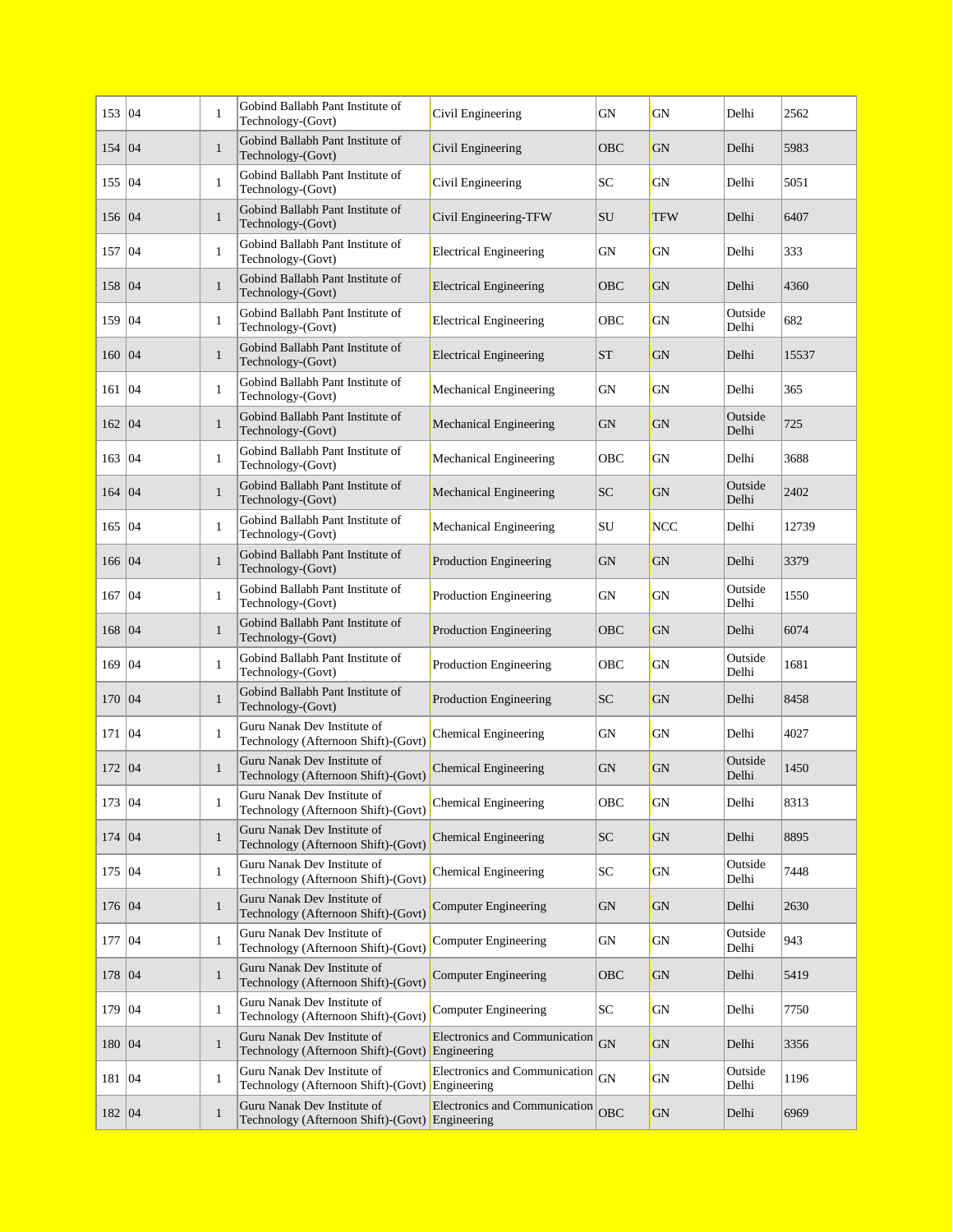| 153 | 04 | 1 | Gobind Ballabh Pant Institute of Technology-(Govt) | Civil Engineering | GN | GN | Delhi | 2562 |
|---|---|---|---|---|---|---|---|---|
| 154 | 04 | 1 | Gobind Ballabh Pant Institute of Technology-(Govt) | Civil Engineering | OBC | GN | Delhi | 5983 |
| 155 | 04 | 1 | Gobind Ballabh Pant Institute of Technology-(Govt) | Civil Engineering | SC | GN | Delhi | 5051 |
| 156 | 04 | 1 | Gobind Ballabh Pant Institute of Technology-(Govt) | Civil Engineering-TFW | SU | TFW | Delhi | 6407 |
| 157 | 04 | 1 | Gobind Ballabh Pant Institute of Technology-(Govt) | Electrical Engineering | GN | GN | Delhi | 333 |
| 158 | 04 | 1 | Gobind Ballabh Pant Institute of Technology-(Govt) | Electrical Engineering | OBC | GN | Delhi | 4360 |
| 159 | 04 | 1 | Gobind Ballabh Pant Institute of Technology-(Govt) | Electrical Engineering | OBC | GN | Outside Delhi | 682 |
| 160 | 04 | 1 | Gobind Ballabh Pant Institute of Technology-(Govt) | Electrical Engineering | ST | GN | Delhi | 15537 |
| 161 | 04 | 1 | Gobind Ballabh Pant Institute of Technology-(Govt) | Mechanical Engineering | GN | GN | Delhi | 365 |
| 162 | 04 | 1 | Gobind Ballabh Pant Institute of Technology-(Govt) | Mechanical Engineering | GN | GN | Outside Delhi | 725 |
| 163 | 04 | 1 | Gobind Ballabh Pant Institute of Technology-(Govt) | Mechanical Engineering | OBC | GN | Delhi | 3688 |
| 164 | 04 | 1 | Gobind Ballabh Pant Institute of Technology-(Govt) | Mechanical Engineering | SC | GN | Outside Delhi | 2402 |
| 165 | 04 | 1 | Gobind Ballabh Pant Institute of Technology-(Govt) | Mechanical Engineering | SU | NCC | Delhi | 12739 |
| 166 | 04 | 1 | Gobind Ballabh Pant Institute of Technology-(Govt) | Production Engineering | GN | GN | Delhi | 3379 |
| 167 | 04 | 1 | Gobind Ballabh Pant Institute of Technology-(Govt) | Production Engineering | GN | GN | Outside Delhi | 1550 |
| 168 | 04 | 1 | Gobind Ballabh Pant Institute of Technology-(Govt) | Production Engineering | OBC | GN | Delhi | 6074 |
| 169 | 04 | 1 | Gobind Ballabh Pant Institute of Technology-(Govt) | Production Engineering | OBC | GN | Outside Delhi | 1681 |
| 170 | 04 | 1 | Gobind Ballabh Pant Institute of Technology-(Govt) | Production Engineering | SC | GN | Delhi | 8458 |
| 171 | 04 | 1 | Guru Nanak Dev Institute of Technology (Afternoon Shift)-(Govt) | Chemical Engineering | GN | GN | Delhi | 4027 |
| 172 | 04 | 1 | Guru Nanak Dev Institute of Technology (Afternoon Shift)-(Govt) | Chemical Engineering | GN | GN | Outside Delhi | 1450 |
| 173 | 04 | 1 | Guru Nanak Dev Institute of Technology (Afternoon Shift)-(Govt) | Chemical Engineering | OBC | GN | Delhi | 8313 |
| 174 | 04 | 1 | Guru Nanak Dev Institute of Technology (Afternoon Shift)-(Govt) | Chemical Engineering | SC | GN | Delhi | 8895 |
| 175 | 04 | 1 | Guru Nanak Dev Institute of Technology (Afternoon Shift)-(Govt) | Chemical Engineering | SC | GN | Outside Delhi | 7448 |
| 176 | 04 | 1 | Guru Nanak Dev Institute of Technology (Afternoon Shift)-(Govt) | Computer Engineering | GN | GN | Delhi | 2630 |
| 177 | 04 | 1 | Guru Nanak Dev Institute of Technology (Afternoon Shift)-(Govt) | Computer Engineering | GN | GN | Outside Delhi | 943 |
| 178 | 04 | 1 | Guru Nanak Dev Institute of Technology (Afternoon Shift)-(Govt) | Computer Engineering | OBC | GN | Delhi | 5419 |
| 179 | 04 | 1 | Guru Nanak Dev Institute of Technology (Afternoon Shift)-(Govt) | Computer Engineering | SC | GN | Delhi | 7750 |
| 180 | 04 | 1 | Guru Nanak Dev Institute of Technology (Afternoon Shift)-(Govt) | Electronics and Communication Engineering | GN | GN | Delhi | 3356 |
| 181 | 04 | 1 | Guru Nanak Dev Institute of Technology (Afternoon Shift)-(Govt) | Electronics and Communication Engineering | GN | GN | Outside Delhi | 1196 |
| 182 | 04 | 1 | Guru Nanak Dev Institute of Technology (Afternoon Shift)-(Govt) | Electronics and Communication Engineering | OBC | GN | Delhi | 6969 |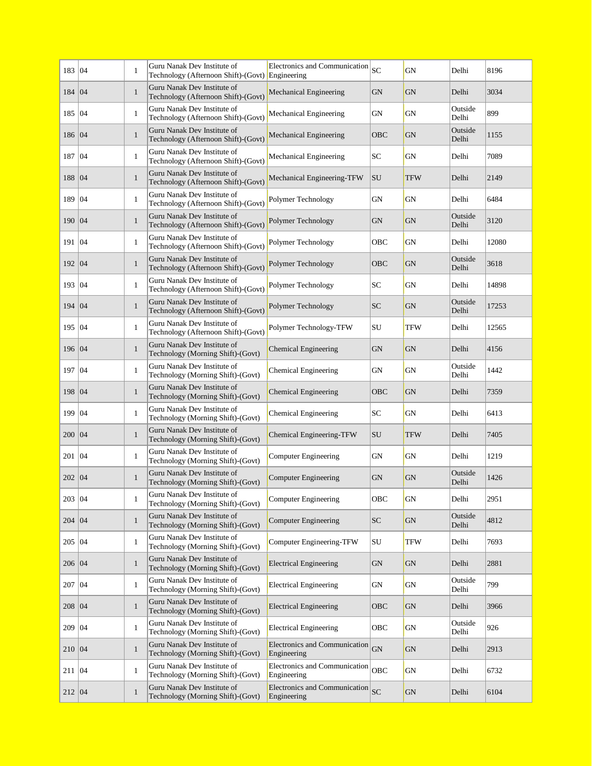| 183 | 04 | 1 | Guru Nanak Dev Institute of Technology (Afternoon Shift)-(Govt) | Electronics and Communication Engineering | SC | GN | Delhi | 8196 |
|---|---|---|---|---|---|---|---|---|
| 184 | 04 | 1 | Guru Nanak Dev Institute of Technology (Afternoon Shift)-(Govt) | Mechanical Engineering | GN | GN | Delhi | 3034 |
| 185 | 04 | 1 | Guru Nanak Dev Institute of Technology (Afternoon Shift)-(Govt) | Mechanical Engineering | GN | GN | Outside Delhi | 899 |
| 186 | 04 | 1 | Guru Nanak Dev Institute of Technology (Afternoon Shift)-(Govt) | Mechanical Engineering | OBC | GN | Outside Delhi | 1155 |
| 187 | 04 | 1 | Guru Nanak Dev Institute of Technology (Afternoon Shift)-(Govt) | Mechanical Engineering | SC | GN | Delhi | 7089 |
| 188 | 04 | 1 | Guru Nanak Dev Institute of Technology (Afternoon Shift)-(Govt) | Mechanical Engineering-TFW | SU | TFW | Delhi | 2149 |
| 189 | 04 | 1 | Guru Nanak Dev Institute of Technology (Afternoon Shift)-(Govt) | Polymer Technology | GN | GN | Delhi | 6484 |
| 190 | 04 | 1 | Guru Nanak Dev Institute of Technology (Afternoon Shift)-(Govt) | Polymer Technology | GN | GN | Outside Delhi | 3120 |
| 191 | 04 | 1 | Guru Nanak Dev Institute of Technology (Afternoon Shift)-(Govt) | Polymer Technology | OBC | GN | Delhi | 12080 |
| 192 | 04 | 1 | Guru Nanak Dev Institute of Technology (Afternoon Shift)-(Govt) | Polymer Technology | OBC | GN | Outside Delhi | 3618 |
| 193 | 04 | 1 | Guru Nanak Dev Institute of Technology (Afternoon Shift)-(Govt) | Polymer Technology | SC | GN | Delhi | 14898 |
| 194 | 04 | 1 | Guru Nanak Dev Institute of Technology (Afternoon Shift)-(Govt) | Polymer Technology | SC | GN | Outside Delhi | 17253 |
| 195 | 04 | 1 | Guru Nanak Dev Institute of Technology (Afternoon Shift)-(Govt) | Polymer Technology-TFW | SU | TFW | Delhi | 12565 |
| 196 | 04 | 1 | Guru Nanak Dev Institute of Technology (Morning Shift)-(Govt) | Chemical Engineering | GN | GN | Delhi | 4156 |
| 197 | 04 | 1 | Guru Nanak Dev Institute of Technology (Morning Shift)-(Govt) | Chemical Engineering | GN | GN | Outside Delhi | 1442 |
| 198 | 04 | 1 | Guru Nanak Dev Institute of Technology (Morning Shift)-(Govt) | Chemical Engineering | OBC | GN | Delhi | 7359 |
| 199 | 04 | 1 | Guru Nanak Dev Institute of Technology (Morning Shift)-(Govt) | Chemical Engineering | SC | GN | Delhi | 6413 |
| 200 | 04 | 1 | Guru Nanak Dev Institute of Technology (Morning Shift)-(Govt) | Chemical Engineering-TFW | SU | TFW | Delhi | 7405 |
| 201 | 04 | 1 | Guru Nanak Dev Institute of Technology (Morning Shift)-(Govt) | Computer Engineering | GN | GN | Delhi | 1219 |
| 202 | 04 | 1 | Guru Nanak Dev Institute of Technology (Morning Shift)-(Govt) | Computer Engineering | GN | GN | Outside Delhi | 1426 |
| 203 | 04 | 1 | Guru Nanak Dev Institute of Technology (Morning Shift)-(Govt) | Computer Engineering | OBC | GN | Delhi | 2951 |
| 204 | 04 | 1 | Guru Nanak Dev Institute of Technology (Morning Shift)-(Govt) | Computer Engineering | SC | GN | Outside Delhi | 4812 |
| 205 | 04 | 1 | Guru Nanak Dev Institute of Technology (Morning Shift)-(Govt) | Computer Engineering-TFW | SU | TFW | Delhi | 7693 |
| 206 | 04 | 1 | Guru Nanak Dev Institute of Technology (Morning Shift)-(Govt) | Electrical Engineering | GN | GN | Delhi | 2881 |
| 207 | 04 | 1 | Guru Nanak Dev Institute of Technology (Morning Shift)-(Govt) | Electrical Engineering | GN | GN | Outside Delhi | 799 |
| 208 | 04 | 1 | Guru Nanak Dev Institute of Technology (Morning Shift)-(Govt) | Electrical Engineering | OBC | GN | Delhi | 3966 |
| 209 | 04 | 1 | Guru Nanak Dev Institute of Technology (Morning Shift)-(Govt) | Electrical Engineering | OBC | GN | Outside Delhi | 926 |
| 210 | 04 | 1 | Guru Nanak Dev Institute of Technology (Morning Shift)-(Govt) | Electronics and Communication Engineering | GN | GN | Delhi | 2913 |
| 211 | 04 | 1 | Guru Nanak Dev Institute of Technology (Morning Shift)-(Govt) | Electronics and Communication Engineering | OBC | GN | Delhi | 6732 |
| 212 | 04 | 1 | Guru Nanak Dev Institute of Technology (Morning Shift)-(Govt) | Electronics and Communication Engineering | SC | GN | Delhi | 6104 |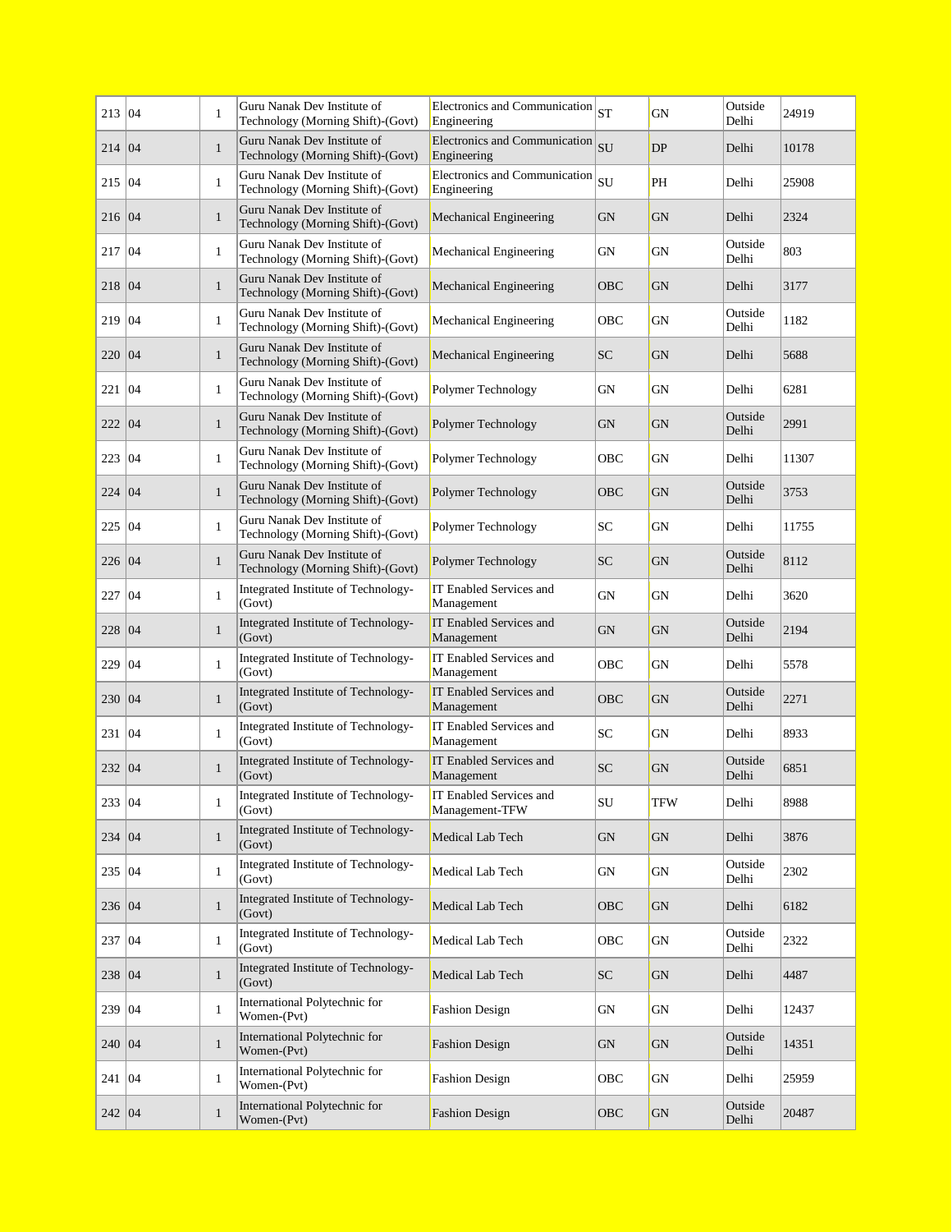| 213 | 04 | 1 | Guru Nanak Dev Institute of Technology (Morning Shift)-(Govt) | Electronics and Communication Engineering | ST | GN | Outside Delhi | 24919 |
|---|---|---|---|---|---|---|---|---|
| 214 | 04 | 1 | Guru Nanak Dev Institute of Technology (Morning Shift)-(Govt) | Electronics and Communication Engineering | SU | DP | Delhi | 10178 |
| 215 | 04 | 1 | Guru Nanak Dev Institute of Technology (Morning Shift)-(Govt) | Electronics and Communication Engineering | SU | PH | Delhi | 25908 |
| 216 | 04 | 1 | Guru Nanak Dev Institute of Technology (Morning Shift)-(Govt) | Mechanical Engineering | GN | GN | Delhi | 2324 |
| 217 | 04 | 1 | Guru Nanak Dev Institute of Technology (Morning Shift)-(Govt) | Mechanical Engineering | GN | GN | Outside Delhi | 803 |
| 218 | 04 | 1 | Guru Nanak Dev Institute of Technology (Morning Shift)-(Govt) | Mechanical Engineering | OBC | GN | Delhi | 3177 |
| 219 | 04 | 1 | Guru Nanak Dev Institute of Technology (Morning Shift)-(Govt) | Mechanical Engineering | OBC | GN | Outside Delhi | 1182 |
| 220 | 04 | 1 | Guru Nanak Dev Institute of Technology (Morning Shift)-(Govt) | Mechanical Engineering | SC | GN | Delhi | 5688 |
| 221 | 04 | 1 | Guru Nanak Dev Institute of Technology (Morning Shift)-(Govt) | Polymer Technology | GN | GN | Delhi | 6281 |
| 222 | 04 | 1 | Guru Nanak Dev Institute of Technology (Morning Shift)-(Govt) | Polymer Technology | GN | GN | Outside Delhi | 2991 |
| 223 | 04 | 1 | Guru Nanak Dev Institute of Technology (Morning Shift)-(Govt) | Polymer Technology | OBC | GN | Delhi | 11307 |
| 224 | 04 | 1 | Guru Nanak Dev Institute of Technology (Morning Shift)-(Govt) | Polymer Technology | OBC | GN | Outside Delhi | 3753 |
| 225 | 04 | 1 | Guru Nanak Dev Institute of Technology (Morning Shift)-(Govt) | Polymer Technology | SC | GN | Delhi | 11755 |
| 226 | 04 | 1 | Guru Nanak Dev Institute of Technology (Morning Shift)-(Govt) | Polymer Technology | SC | GN | Outside Delhi | 8112 |
| 227 | 04 | 1 | Integrated Institute of Technology-(Govt) | IT Enabled Services and Management | GN | GN | Delhi | 3620 |
| 228 | 04 | 1 | Integrated Institute of Technology-(Govt) | IT Enabled Services and Management | GN | GN | Outside Delhi | 2194 |
| 229 | 04 | 1 | Integrated Institute of Technology-(Govt) | IT Enabled Services and Management | OBC | GN | Delhi | 5578 |
| 230 | 04 | 1 | Integrated Institute of Technology-(Govt) | IT Enabled Services and Management | OBC | GN | Outside Delhi | 2271 |
| 231 | 04 | 1 | Integrated Institute of Technology-(Govt) | IT Enabled Services and Management | SC | GN | Delhi | 8933 |
| 232 | 04 | 1 | Integrated Institute of Technology-(Govt) | IT Enabled Services and Management | SC | GN | Outside Delhi | 6851 |
| 233 | 04 | 1 | Integrated Institute of Technology-(Govt) | IT Enabled Services and Management-TFW | SU | TFW | Delhi | 8988 |
| 234 | 04 | 1 | Integrated Institute of Technology-(Govt) | Medical Lab Tech | GN | GN | Delhi | 3876 |
| 235 | 04 | 1 | Integrated Institute of Technology-(Govt) | Medical Lab Tech | GN | GN | Outside Delhi | 2302 |
| 236 | 04 | 1 | Integrated Institute of Technology-(Govt) | Medical Lab Tech | OBC | GN | Delhi | 6182 |
| 237 | 04 | 1 | Integrated Institute of Technology-(Govt) | Medical Lab Tech | OBC | GN | Outside Delhi | 2322 |
| 238 | 04 | 1 | Integrated Institute of Technology-(Govt) | Medical Lab Tech | SC | GN | Delhi | 4487 |
| 239 | 04 | 1 | International Polytechnic for Women-(Pvt) | Fashion Design | GN | GN | Delhi | 12437 |
| 240 | 04 | 1 | International Polytechnic for Women-(Pvt) | Fashion Design | GN | GN | Outside Delhi | 14351 |
| 241 | 04 | 1 | International Polytechnic for Women-(Pvt) | Fashion Design | OBC | GN | Delhi | 25959 |
| 242 | 04 | 1 | International Polytechnic for Women-(Pvt) | Fashion Design | OBC | GN | Outside Delhi | 20487 |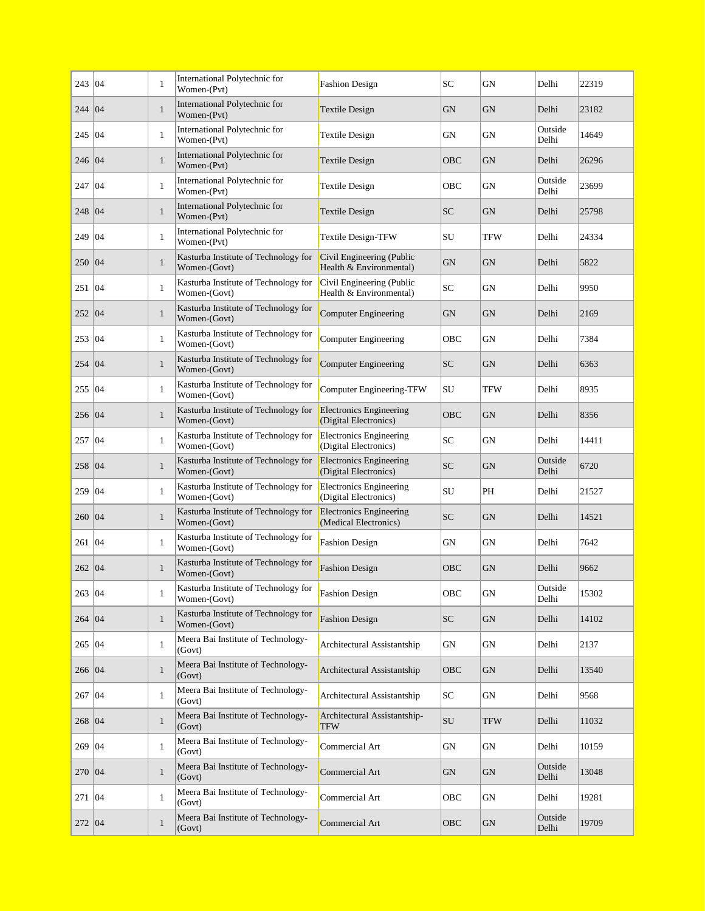| | | | | | | | | |
|---|---|---|---|---|---|---|---|---|
| 243 | 04 | 1 | International Polytechnic for Women-(Pvt) | Fashion Design | SC | GN | Delhi | 22319 |
| 244 | 04 | 1 | International Polytechnic for Women-(Pvt) | Textile Design | GN | GN | Delhi | 23182 |
| 245 | 04 | 1 | International Polytechnic for Women-(Pvt) | Textile Design | GN | GN | Outside Delhi | 14649 |
| 246 | 04 | 1 | International Polytechnic for Women-(Pvt) | Textile Design | OBC | GN | Delhi | 26296 |
| 247 | 04 | 1 | International Polytechnic for Women-(Pvt) | Textile Design | OBC | GN | Outside Delhi | 23699 |
| 248 | 04 | 1 | International Polytechnic for Women-(Pvt) | Textile Design | SC | GN | Delhi | 25798 |
| 249 | 04 | 1 | International Polytechnic for Women-(Pvt) | Textile Design-TFW | SU | TFW | Delhi | 24334 |
| 250 | 04 | 1 | Kasturba Institute of Technology for Women-(Govt) | Civil Engineering (Public Health & Environmental) | GN | GN | Delhi | 5822 |
| 251 | 04 | 1 | Kasturba Institute of Technology for Women-(Govt) | Civil Engineering (Public Health & Environmental) | SC | GN | Delhi | 9950 |
| 252 | 04 | 1 | Kasturba Institute of Technology for Women-(Govt) | Computer Engineering | GN | GN | Delhi | 2169 |
| 253 | 04 | 1 | Kasturba Institute of Technology for Women-(Govt) | Computer Engineering | OBC | GN | Delhi | 7384 |
| 254 | 04 | 1 | Kasturba Institute of Technology for Women-(Govt) | Computer Engineering | SC | GN | Delhi | 6363 |
| 255 | 04 | 1 | Kasturba Institute of Technology for Women-(Govt) | Computer Engineering-TFW | SU | TFW | Delhi | 8935 |
| 256 | 04 | 1 | Kasturba Institute of Technology for Women-(Govt) | Electronics Engineering (Digital Electronics) | OBC | GN | Delhi | 8356 |
| 257 | 04 | 1 | Kasturba Institute of Technology for Women-(Govt) | Electronics Engineering (Digital Electronics) | SC | GN | Delhi | 14411 |
| 258 | 04 | 1 | Kasturba Institute of Technology for Women-(Govt) | Electronics Engineering (Digital Electronics) | SC | GN | Outside Delhi | 6720 |
| 259 | 04 | 1 | Kasturba Institute of Technology for Women-(Govt) | Electronics Engineering (Digital Electronics) | SU | PH | Delhi | 21527 |
| 260 | 04 | 1 | Kasturba Institute of Technology for Women-(Govt) | Electronics Engineering (Medical Electronics) | SC | GN | Delhi | 14521 |
| 261 | 04 | 1 | Kasturba Institute of Technology for Women-(Govt) | Fashion Design | GN | GN | Delhi | 7642 |
| 262 | 04 | 1 | Kasturba Institute of Technology for Women-(Govt) | Fashion Design | OBC | GN | Delhi | 9662 |
| 263 | 04 | 1 | Kasturba Institute of Technology for Women-(Govt) | Fashion Design | OBC | GN | Outside Delhi | 15302 |
| 264 | 04 | 1 | Kasturba Institute of Technology for Women-(Govt) | Fashion Design | SC | GN | Delhi | 14102 |
| 265 | 04 | 1 | Meera Bai Institute of Technology-(Govt) | Architectural Assistantship | GN | GN | Delhi | 2137 |
| 266 | 04 | 1 | Meera Bai Institute of Technology-(Govt) | Architectural Assistantship | OBC | GN | Delhi | 13540 |
| 267 | 04 | 1 | Meera Bai Institute of Technology-(Govt) | Architectural Assistantship | SC | GN | Delhi | 9568 |
| 268 | 04 | 1 | Meera Bai Institute of Technology-(Govt) | Architectural Assistantship-TFW | SU | TFW | Delhi | 11032 |
| 269 | 04 | 1 | Meera Bai Institute of Technology-(Govt) | Commercial Art | GN | GN | Delhi | 10159 |
| 270 | 04 | 1 | Meera Bai Institute of Technology-(Govt) | Commercial Art | GN | GN | Outside Delhi | 13048 |
| 271 | 04 | 1 | Meera Bai Institute of Technology-(Govt) | Commercial Art | OBC | GN | Delhi | 19281 |
| 272 | 04 | 1 | Meera Bai Institute of Technology-(Govt) | Commercial Art | OBC | GN | Outside Delhi | 19709 |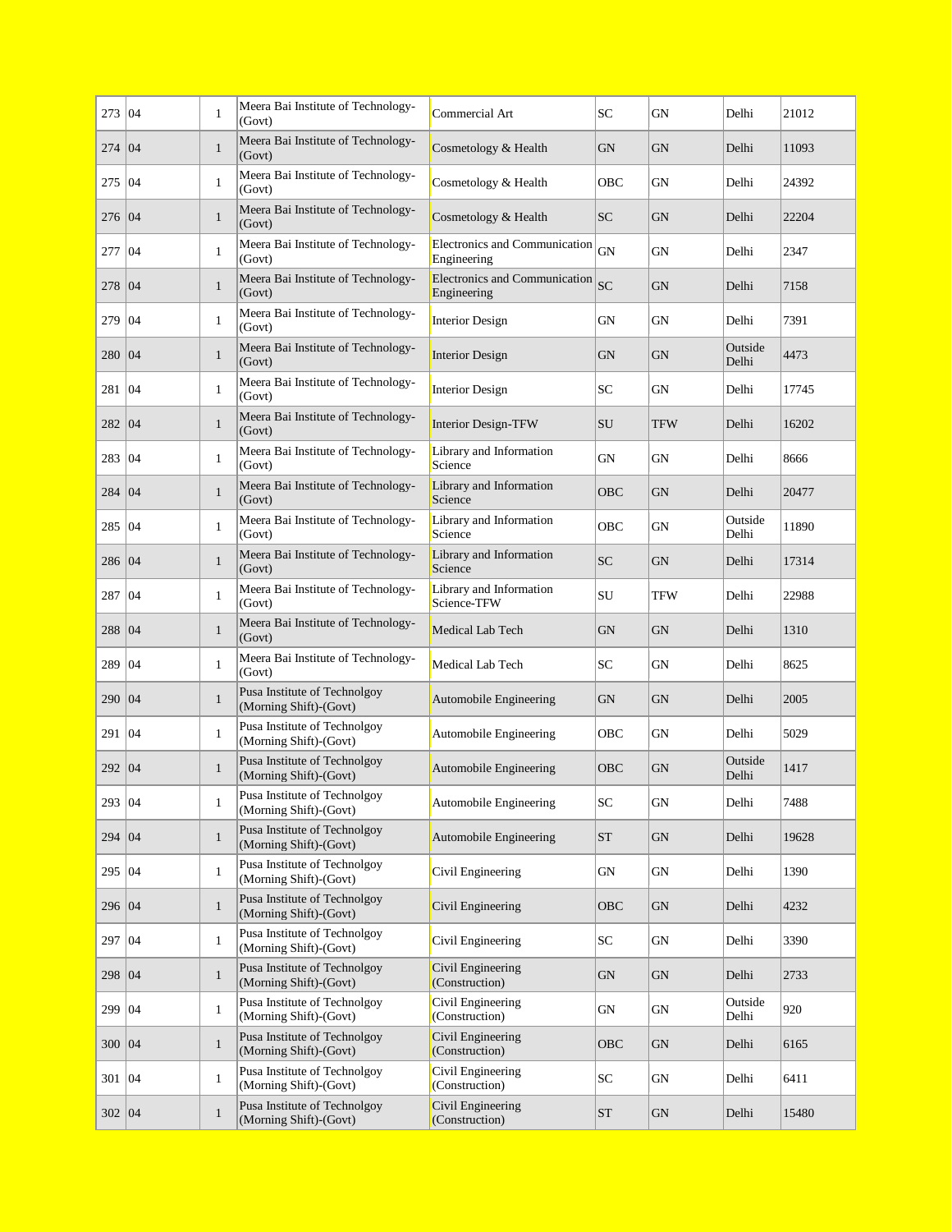| 273 | 04 | 1 | Meera Bai Institute of Technology-(Govt) | Commercial Art | SC | GN | Delhi | 21012 |
|---|---|---|---|---|---|---|---|---|
| 274 | 04 | 1 | Meera Bai Institute of Technology-(Govt) | Cosmetology & Health | GN | GN | Delhi | 11093 |
| 275 | 04 | 1 | Meera Bai Institute of Technology-(Govt) | Cosmetology & Health | OBC | GN | Delhi | 24392 |
| 276 | 04 | 1 | Meera Bai Institute of Technology-(Govt) | Cosmetology & Health | SC | GN | Delhi | 22204 |
| 277 | 04 | 1 | Meera Bai Institute of Technology-(Govt) | Electronics and Communication Engineering | GN | GN | Delhi | 2347 |
| 278 | 04 | 1 | Meera Bai Institute of Technology-(Govt) | Electronics and Communication Engineering | SC | GN | Delhi | 7158 |
| 279 | 04 | 1 | Meera Bai Institute of Technology-(Govt) | Interior Design | GN | GN | Delhi | 7391 |
| 280 | 04 | 1 | Meera Bai Institute of Technology-(Govt) | Interior Design | GN | GN | Outside Delhi | 4473 |
| 281 | 04 | 1 | Meera Bai Institute of Technology-(Govt) | Interior Design | SC | GN | Delhi | 17745 |
| 282 | 04 | 1 | Meera Bai Institute of Technology-(Govt) | Interior Design-TFW | SU | TFW | Delhi | 16202 |
| 283 | 04 | 1 | Meera Bai Institute of Technology-(Govt) | Library and Information Science | GN | GN | Delhi | 8666 |
| 284 | 04 | 1 | Meera Bai Institute of Technology-(Govt) | Library and Information Science | OBC | GN | Delhi | 20477 |
| 285 | 04 | 1 | Meera Bai Institute of Technology-(Govt) | Library and Information Science | OBC | GN | Outside Delhi | 11890 |
| 286 | 04 | 1 | Meera Bai Institute of Technology-(Govt) | Library and Information Science | SC | GN | Delhi | 17314 |
| 287 | 04 | 1 | Meera Bai Institute of Technology-(Govt) | Library and Information Science-TFW | SU | TFW | Delhi | 22988 |
| 288 | 04 | 1 | Meera Bai Institute of Technology-(Govt) | Medical Lab Tech | GN | GN | Delhi | 1310 |
| 289 | 04 | 1 | Meera Bai Institute of Technology-(Govt) | Medical Lab Tech | SC | GN | Delhi | 8625 |
| 290 | 04 | 1 | Pusa Institute of Technolgoy (Morning Shift)-(Govt) | Automobile Engineering | GN | GN | Delhi | 2005 |
| 291 | 04 | 1 | Pusa Institute of Technolgoy (Morning Shift)-(Govt) | Automobile Engineering | OBC | GN | Delhi | 5029 |
| 292 | 04 | 1 | Pusa Institute of Technolgoy (Morning Shift)-(Govt) | Automobile Engineering | OBC | GN | Outside Delhi | 1417 |
| 293 | 04 | 1 | Pusa Institute of Technolgoy (Morning Shift)-(Govt) | Automobile Engineering | SC | GN | Delhi | 7488 |
| 294 | 04 | 1 | Pusa Institute of Technolgoy (Morning Shift)-(Govt) | Automobile Engineering | ST | GN | Delhi | 19628 |
| 295 | 04 | 1 | Pusa Institute of Technolgoy (Morning Shift)-(Govt) | Civil Engineering | GN | GN | Delhi | 1390 |
| 296 | 04 | 1 | Pusa Institute of Technolgoy (Morning Shift)-(Govt) | Civil Engineering | OBC | GN | Delhi | 4232 |
| 297 | 04 | 1 | Pusa Institute of Technolgoy (Morning Shift)-(Govt) | Civil Engineering | SC | GN | Delhi | 3390 |
| 298 | 04 | 1 | Pusa Institute of Technolgoy (Morning Shift)-(Govt) | Civil Engineering (Construction) | GN | GN | Delhi | 2733 |
| 299 | 04 | 1 | Pusa Institute of Technolgoy (Morning Shift)-(Govt) | Civil Engineering (Construction) | GN | GN | Outside Delhi | 920 |
| 300 | 04 | 1 | Pusa Institute of Technolgoy (Morning Shift)-(Govt) | Civil Engineering (Construction) | OBC | GN | Delhi | 6165 |
| 301 | 04 | 1 | Pusa Institute of Technolgoy (Morning Shift)-(Govt) | Civil Engineering (Construction) | SC | GN | Delhi | 6411 |
| 302 | 04 | 1 | Pusa Institute of Technolgoy (Morning Shift)-(Govt) | Civil Engineering (Construction) | ST | GN | Delhi | 15480 |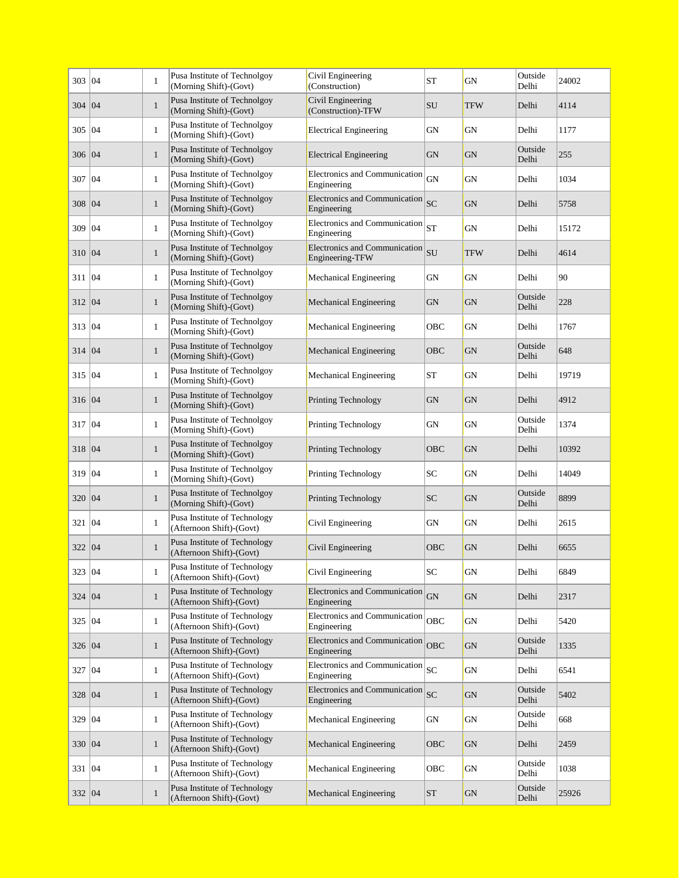| 303 | 04 | 1 | Pusa Institute of Technolgoy (Morning Shift)-(Govt) | Civil Engineering (Construction) | ST | GN | Outside Delhi | 24002 |
|---|---|---|---|---|---|---|---|---|
| 304 | 04 | 1 | Pusa Institute of Technolgoy (Morning Shift)-(Govt) | Civil Engineering (Construction)-TFW | SU | TFW | Delhi | 4114 |
| 305 | 04 | 1 | Pusa Institute of Technolgoy (Morning Shift)-(Govt) | Electrical Engineering | GN | GN | Delhi | 1177 |
| 306 | 04 | 1 | Pusa Institute of Technolgoy (Morning Shift)-(Govt) | Electrical Engineering | GN | GN | Outside Delhi | 255 |
| 307 | 04 | 1 | Pusa Institute of Technolgoy (Morning Shift)-(Govt) | Electronics and Communication Engineering | GN | GN | Delhi | 1034 |
| 308 | 04 | 1 | Pusa Institute of Technolgoy (Morning Shift)-(Govt) | Electronics and Communication Engineering | SC | GN | Delhi | 5758 |
| 309 | 04 | 1 | Pusa Institute of Technolgoy (Morning Shift)-(Govt) | Electronics and Communication Engineering | ST | GN | Delhi | 15172 |
| 310 | 04 | 1 | Pusa Institute of Technolgoy (Morning Shift)-(Govt) | Electronics and Communication Engineering-TFW | SU | TFW | Delhi | 4614 |
| 311 | 04 | 1 | Pusa Institute of Technolgoy (Morning Shift)-(Govt) | Mechanical Engineering | GN | GN | Delhi | 90 |
| 312 | 04 | 1 | Pusa Institute of Technolgoy (Morning Shift)-(Govt) | Mechanical Engineering | GN | GN | Outside Delhi | 228 |
| 313 | 04 | 1 | Pusa Institute of Technolgoy (Morning Shift)-(Govt) | Mechanical Engineering | OBC | GN | Delhi | 1767 |
| 314 | 04 | 1 | Pusa Institute of Technolgoy (Morning Shift)-(Govt) | Mechanical Engineering | OBC | GN | Outside Delhi | 648 |
| 315 | 04 | 1 | Pusa Institute of Technolgoy (Morning Shift)-(Govt) | Mechanical Engineering | ST | GN | Delhi | 19719 |
| 316 | 04 | 1 | Pusa Institute of Technolgoy (Morning Shift)-(Govt) | Printing Technology | GN | GN | Delhi | 4912 |
| 317 | 04 | 1 | Pusa Institute of Technolgoy (Morning Shift)-(Govt) | Printing Technology | GN | GN | Outside Delhi | 1374 |
| 318 | 04 | 1 | Pusa Institute of Technolgoy (Morning Shift)-(Govt) | Printing Technology | OBC | GN | Delhi | 10392 |
| 319 | 04 | 1 | Pusa Institute of Technolgoy (Morning Shift)-(Govt) | Printing Technology | SC | GN | Delhi | 14049 |
| 320 | 04 | 1 | Pusa Institute of Technolgoy (Morning Shift)-(Govt) | Printing Technology | SC | GN | Outside Delhi | 8899 |
| 321 | 04 | 1 | Pusa Institute of Technology (Afternoon Shift)-(Govt) | Civil Engineering | GN | GN | Delhi | 2615 |
| 322 | 04 | 1 | Pusa Institute of Technology (Afternoon Shift)-(Govt) | Civil Engineering | OBC | GN | Delhi | 6655 |
| 323 | 04 | 1 | Pusa Institute of Technology (Afternoon Shift)-(Govt) | Civil Engineering | SC | GN | Delhi | 6849 |
| 324 | 04 | 1 | Pusa Institute of Technology (Afternoon Shift)-(Govt) | Electronics and Communication Engineering | GN | GN | Delhi | 2317 |
| 325 | 04 | 1 | Pusa Institute of Technology (Afternoon Shift)-(Govt) | Electronics and Communication Engineering | OBC | GN | Delhi | 5420 |
| 326 | 04 | 1 | Pusa Institute of Technology (Afternoon Shift)-(Govt) | Electronics and Communication Engineering | OBC | GN | Outside Delhi | 1335 |
| 327 | 04 | 1 | Pusa Institute of Technology (Afternoon Shift)-(Govt) | Electronics and Communication Engineering | SC | GN | Delhi | 6541 |
| 328 | 04 | 1 | Pusa Institute of Technology (Afternoon Shift)-(Govt) | Electronics and Communication Engineering | SC | GN | Outside Delhi | 5402 |
| 329 | 04 | 1 | Pusa Institute of Technology (Afternoon Shift)-(Govt) | Mechanical Engineering | GN | GN | Outside Delhi | 668 |
| 330 | 04 | 1 | Pusa Institute of Technology (Afternoon Shift)-(Govt) | Mechanical Engineering | OBC | GN | Delhi | 2459 |
| 331 | 04 | 1 | Pusa Institute of Technology (Afternoon Shift)-(Govt) | Mechanical Engineering | OBC | GN | Outside Delhi | 1038 |
| 332 | 04 | 1 | Pusa Institute of Technology (Afternoon Shift)-(Govt) | Mechanical Engineering | ST | GN | Outside Delhi | 25926 |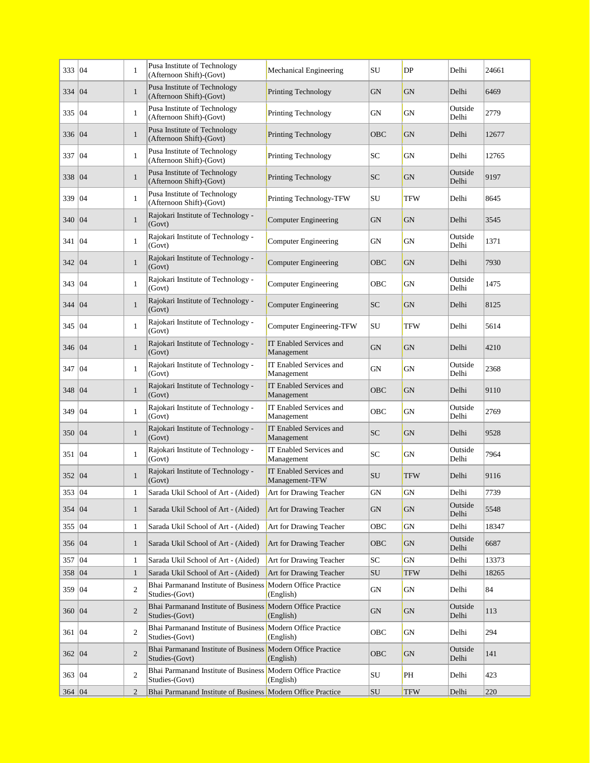| | | | | | | | | |
|---|---|---|---|---|---|---|---|---|
| 333 | 04 | 1 | Pusa Institute of Technology (Afternoon Shift)-(Govt) | Mechanical Engineering | SU | DP | Delhi | 24661 |
| 334 | 04 | 1 | Pusa Institute of Technology (Afternoon Shift)-(Govt) | Printing Technology | GN | GN | Delhi | 6469 |
| 335 | 04 | 1 | Pusa Institute of Technology (Afternoon Shift)-(Govt) | Printing Technology | GN | GN | Outside Delhi | 2779 |
| 336 | 04 | 1 | Pusa Institute of Technology (Afternoon Shift)-(Govt) | Printing Technology | OBC | GN | Delhi | 12677 |
| 337 | 04 | 1 | Pusa Institute of Technology (Afternoon Shift)-(Govt) | Printing Technology | SC | GN | Delhi | 12765 |
| 338 | 04 | 1 | Pusa Institute of Technology (Afternoon Shift)-(Govt) | Printing Technology | SC | GN | Outside Delhi | 9197 |
| 339 | 04 | 1 | Pusa Institute of Technology (Afternoon Shift)-(Govt) | Printing Technology-TFW | SU | TFW | Delhi | 8645 |
| 340 | 04 | 1 | Rajokari Institute of Technology - (Govt) | Computer Engineering | GN | GN | Delhi | 3545 |
| 341 | 04 | 1 | Rajokari Institute of Technology - (Govt) | Computer Engineering | GN | GN | Outside Delhi | 1371 |
| 342 | 04 | 1 | Rajokari Institute of Technology - (Govt) | Computer Engineering | OBC | GN | Delhi | 7930 |
| 343 | 04 | 1 | Rajokari Institute of Technology - (Govt) | Computer Engineering | OBC | GN | Outside Delhi | 1475 |
| 344 | 04 | 1 | Rajokari Institute of Technology - (Govt) | Computer Engineering | SC | GN | Delhi | 8125 |
| 345 | 04 | 1 | Rajokari Institute of Technology - (Govt) | Computer Engineering-TFW | SU | TFW | Delhi | 5614 |
| 346 | 04 | 1 | Rajokari Institute of Technology - (Govt) | IT Enabled Services and Management | GN | GN | Delhi | 4210 |
| 347 | 04 | 1 | Rajokari Institute of Technology - (Govt) | IT Enabled Services and Management | GN | GN | Outside Delhi | 2368 |
| 348 | 04 | 1 | Rajokari Institute of Technology - (Govt) | IT Enabled Services and Management | OBC | GN | Delhi | 9110 |
| 349 | 04 | 1 | Rajokari Institute of Technology - (Govt) | IT Enabled Services and Management | OBC | GN | Outside Delhi | 2769 |
| 350 | 04 | 1 | Rajokari Institute of Technology - (Govt) | IT Enabled Services and Management | SC | GN | Delhi | 9528 |
| 351 | 04 | 1 | Rajokari Institute of Technology - (Govt) | IT Enabled Services and Management | SC | GN | Outside Delhi | 7964 |
| 352 | 04 | 1 | Rajokari Institute of Technology - (Govt) | IT Enabled Services and Management-TFW | SU | TFW | Delhi | 9116 |
| 353 | 04 | 1 | Sarada Ukil School of Art - (Aided) | Art for Drawing Teacher | GN | GN | Delhi | 7739 |
| 354 | 04 | 1 | Sarada Ukil School of Art - (Aided) | Art for Drawing Teacher | GN | GN | Outside Delhi | 5548 |
| 355 | 04 | 1 | Sarada Ukil School of Art - (Aided) | Art for Drawing Teacher | OBC | GN | Delhi | 18347 |
| 356 | 04 | 1 | Sarada Ukil School of Art - (Aided) | Art for Drawing Teacher | OBC | GN | Outside Delhi | 6687 |
| 357 | 04 | 1 | Sarada Ukil School of Art - (Aided) | Art for Drawing Teacher | SC | GN | Delhi | 13373 |
| 358 | 04 | 1 | Sarada Ukil School of Art - (Aided) | Art for Drawing Teacher | SU | TFW | Delhi | 18265 |
| 359 | 04 | 2 | Bhai Parmanand Institute of Business Studies-(Govt) | Modern Office Practice (English) | GN | GN | Delhi | 84 |
| 360 | 04 | 2 | Bhai Parmanand Institute of Business Studies-(Govt) | Modern Office Practice (English) | GN | GN | Outside Delhi | 113 |
| 361 | 04 | 2 | Bhai Parmanand Institute of Business Studies-(Govt) | Modern Office Practice (English) | OBC | GN | Delhi | 294 |
| 362 | 04 | 2 | Bhai Parmanand Institute of Business Studies-(Govt) | Modern Office Practice (English) | OBC | GN | Outside Delhi | 141 |
| 363 | 04 | 2 | Bhai Parmanand Institute of Business Studies-(Govt) | Modern Office Practice (English) | SU | PH | Delhi | 423 |
| 364 | 04 | 2 | Bhai Parmanand Institute of Business | Modern Office Practice | SU | TFW | Delhi | 220 |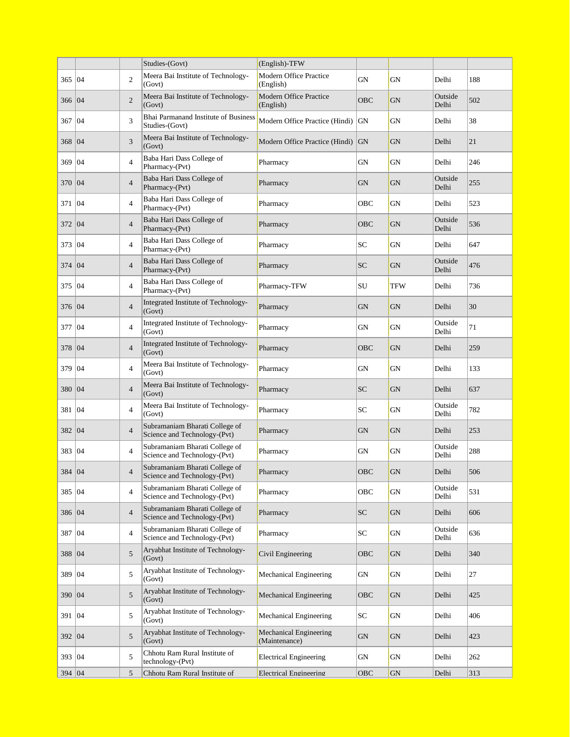|  |  |  | Studies-(Govt) | (English)-TFW |  |  |  |  |
|---|---|---|---|---|---|---|---|---|
| 365 | 04 | 2 | Meera Bai Institute of Technology-(Govt) | Modern Office Practice (English) | GN | GN | Delhi | 188 |
| 366 | 04 | 2 | Meera Bai Institute of Technology-(Govt) | Modern Office Practice (English) | OBC | GN | Outside Delhi | 502 |
| 367 | 04 | 3 | Bhai Parmanand Institute of Business Studies-(Govt) | Modern Office Practice (Hindi) | GN | GN | Delhi | 38 |
| 368 | 04 | 3 | Meera Bai Institute of Technology-(Govt) | Modern Office Practice (Hindi) | GN | GN | Delhi | 21 |
| 369 | 04 | 4 | Baba Hari Dass College of Pharmacy-(Pvt) | Pharmacy | GN | GN | Delhi | 246 |
| 370 | 04 | 4 | Baba Hari Dass College of Pharmacy-(Pvt) | Pharmacy | GN | GN | Outside Delhi | 255 |
| 371 | 04 | 4 | Baba Hari Dass College of Pharmacy-(Pvt) | Pharmacy | OBC | GN | Delhi | 523 |
| 372 | 04 | 4 | Baba Hari Dass College of Pharmacy-(Pvt) | Pharmacy | OBC | GN | Outside Delhi | 536 |
| 373 | 04 | 4 | Baba Hari Dass College of Pharmacy-(Pvt) | Pharmacy | SC | GN | Delhi | 647 |
| 374 | 04 | 4 | Baba Hari Dass College of Pharmacy-(Pvt) | Pharmacy | SC | GN | Outside Delhi | 476 |
| 375 | 04 | 4 | Baba Hari Dass College of Pharmacy-(Pvt) | Pharmacy-TFW | SU | TFW | Delhi | 736 |
| 376 | 04 | 4 | Integrated Institute of Technology-(Govt) | Pharmacy | GN | GN | Delhi | 30 |
| 377 | 04 | 4 | Integrated Institute of Technology-(Govt) | Pharmacy | GN | GN | Outside Delhi | 71 |
| 378 | 04 | 4 | Integrated Institute of Technology-(Govt) | Pharmacy | OBC | GN | Delhi | 259 |
| 379 | 04 | 4 | Meera Bai Institute of Technology-(Govt) | Pharmacy | GN | GN | Delhi | 133 |
| 380 | 04 | 4 | Meera Bai Institute of Technology-(Govt) | Pharmacy | SC | GN | Delhi | 637 |
| 381 | 04 | 4 | Meera Bai Institute of Technology-(Govt) | Pharmacy | SC | GN | Outside Delhi | 782 |
| 382 | 04 | 4 | Subramaniam Bharati College of Science and Technology-(Pvt) | Pharmacy | GN | GN | Delhi | 253 |
| 383 | 04 | 4 | Subramaniam Bharati College of Science and Technology-(Pvt) | Pharmacy | GN | GN | Outside Delhi | 288 |
| 384 | 04 | 4 | Subramaniam Bharati College of Science and Technology-(Pvt) | Pharmacy | OBC | GN | Delhi | 506 |
| 385 | 04 | 4 | Subramaniam Bharati College of Science and Technology-(Pvt) | Pharmacy | OBC | GN | Outside Delhi | 531 |
| 386 | 04 | 4 | Subramaniam Bharati College of Science and Technology-(Pvt) | Pharmacy | SC | GN | Delhi | 606 |
| 387 | 04 | 4 | Subramaniam Bharati College of Science and Technology-(Pvt) | Pharmacy | SC | GN | Outside Delhi | 636 |
| 388 | 04 | 5 | Aryabhat Institute of Technology-(Govt) | Civil Engineering | OBC | GN | Delhi | 340 |
| 389 | 04 | 5 | Aryabhat Institute of Technology-(Govt) | Mechanical Engineering | GN | GN | Delhi | 27 |
| 390 | 04 | 5 | Aryabhat Institute of Technology-(Govt) | Mechanical Engineering | OBC | GN | Delhi | 425 |
| 391 | 04 | 5 | Aryabhat Institute of Technology-(Govt) | Mechanical Engineering | SC | GN | Delhi | 406 |
| 392 | 04 | 5 | Aryabhat Institute of Technology-(Govt) | Mechanical Engineering (Maintenance) | GN | GN | Delhi | 423 |
| 393 | 04 | 5 | Chhotu Ram Rural Institute of technology-(Pvt) | Electrical Engineering | GN | GN | Delhi | 262 |
| 394 | 04 | 5 | Chhotu Ram Rural Institute of | Electrical Engineering | OBC | GN | Delhi | 313 |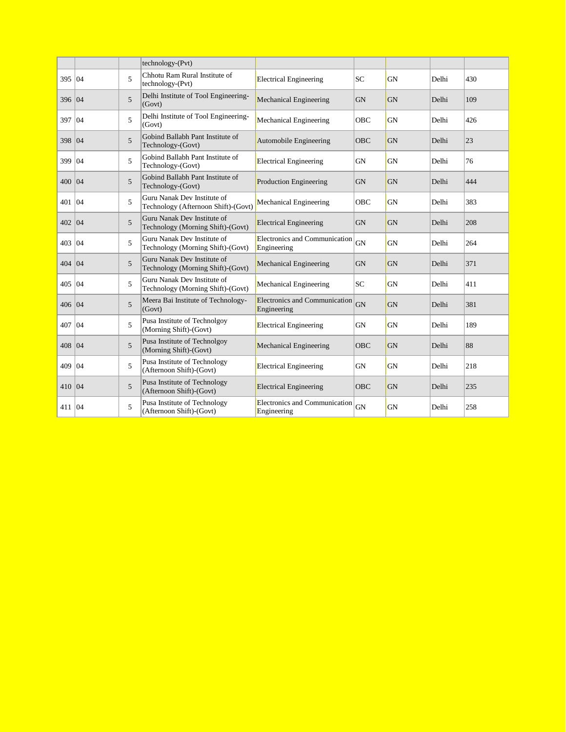| | | | | | | | | |
|---|---|---|---|---|---|---|---|---|
| | | | technology-(Pvt) | | | | | |
| 395 | 04 | 5 | Chhotu Ram Rural Institute of technology-(Pvt) | Electrical Engineering | SC | GN | Delhi | 430 |
| 396 | 04 | 5 | Delhi Institute of Tool Engineering-(Govt) | Mechanical Engineering | GN | GN | Delhi | 109 |
| 397 | 04 | 5 | Delhi Institute of Tool Engineering-(Govt) | Mechanical Engineering | OBC | GN | Delhi | 426 |
| 398 | 04 | 5 | Gobind Ballabh Pant Institute of Technology-(Govt) | Automobile Engineering | OBC | GN | Delhi | 23 |
| 399 | 04 | 5 | Gobind Ballabh Pant Institute of Technology-(Govt) | Electrical Engineering | GN | GN | Delhi | 76 |
| 400 | 04 | 5 | Gobind Ballabh Pant Institute of Technology-(Govt) | Production Engineering | GN | GN | Delhi | 444 |
| 401 | 04 | 5 | Guru Nanak Dev Institute of Technology (Afternoon Shift)-(Govt) | Mechanical Engineering | OBC | GN | Delhi | 383 |
| 402 | 04 | 5 | Guru Nanak Dev Institute of Technology (Morning Shift)-(Govt) | Electrical Engineering | GN | GN | Delhi | 208 |
| 403 | 04 | 5 | Guru Nanak Dev Institute of Technology (Morning Shift)-(Govt) | Electronics and Communication Engineering | GN | GN | Delhi | 264 |
| 404 | 04 | 5 | Guru Nanak Dev Institute of Technology (Morning Shift)-(Govt) | Mechanical Engineering | GN | GN | Delhi | 371 |
| 405 | 04 | 5 | Guru Nanak Dev Institute of Technology (Morning Shift)-(Govt) | Mechanical Engineering | SC | GN | Delhi | 411 |
| 406 | 04 | 5 | Meera Bai Institute of Technology-(Govt) | Electronics and Communication Engineering | GN | GN | Delhi | 381 |
| 407 | 04 | 5 | Pusa Institute of Technolgoy (Morning Shift)-(Govt) | Electrical Engineering | GN | GN | Delhi | 189 |
| 408 | 04 | 5 | Pusa Institute of Technolgoy (Morning Shift)-(Govt) | Mechanical Engineering | OBC | GN | Delhi | 88 |
| 409 | 04 | 5 | Pusa Institute of Technology (Afternoon Shift)-(Govt) | Electrical Engineering | GN | GN | Delhi | 218 |
| 410 | 04 | 5 | Pusa Institute of Technology (Afternoon Shift)-(Govt) | Electrical Engineering | OBC | GN | Delhi | 235 |
| 411 | 04 | 5 | Pusa Institute of Technology (Afternoon Shift)-(Govt) | Electronics and Communication Engineering | GN | GN | Delhi | 258 |